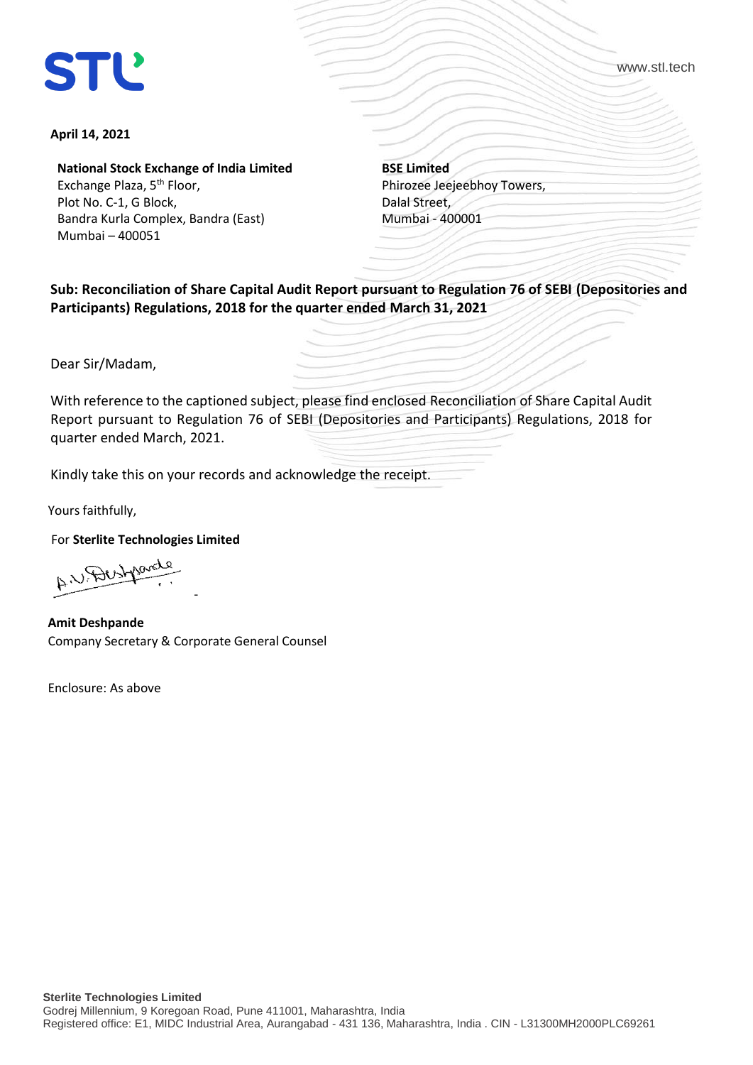April 14, 2021

**National Stock Exchange of India Limited**
Exchange Plaza, 5th Floor,
Plot No. C-1, G Block,
Bandra Kurla Complex, Bandra (East)
Mumbai – 400051

**BSE Limited**
Phirozee Jeejeebhoy Towers,
Dalal Street,
Mumbai - 400001

**Sub: Reconciliation of Share Capital Audit Report pursuant to Regulation 76 of SEBI (Depositories and Participants) Regulations, 2018 for the quarter ended March 31, 2021**

Dear Sir/Madam,

With reference to the captioned subject, please find enclosed Reconciliation of Share Capital Audit Report pursuant to Regulation 76 of SEBI (Depositories and Participants) Regulations, 2018 for quarter ended March, 2021.

Kindly take this on your records and acknowledge the receipt.

Yours faithfully,

For **Sterlite Technologies Limited**

**Amit Deshpande**
Company Secretary & Corporate General Counsel

Enclosure: As above

**Sterlite Technologies Limited**
Godrej Millennium, 9 Koregoan Road, Pune 411001, Maharashtra, India
Registered office: E1, MIDC Industrial Area, Aurangabad - 431 136, Maharashtra, India . CIN - L31300MH2000PLC69261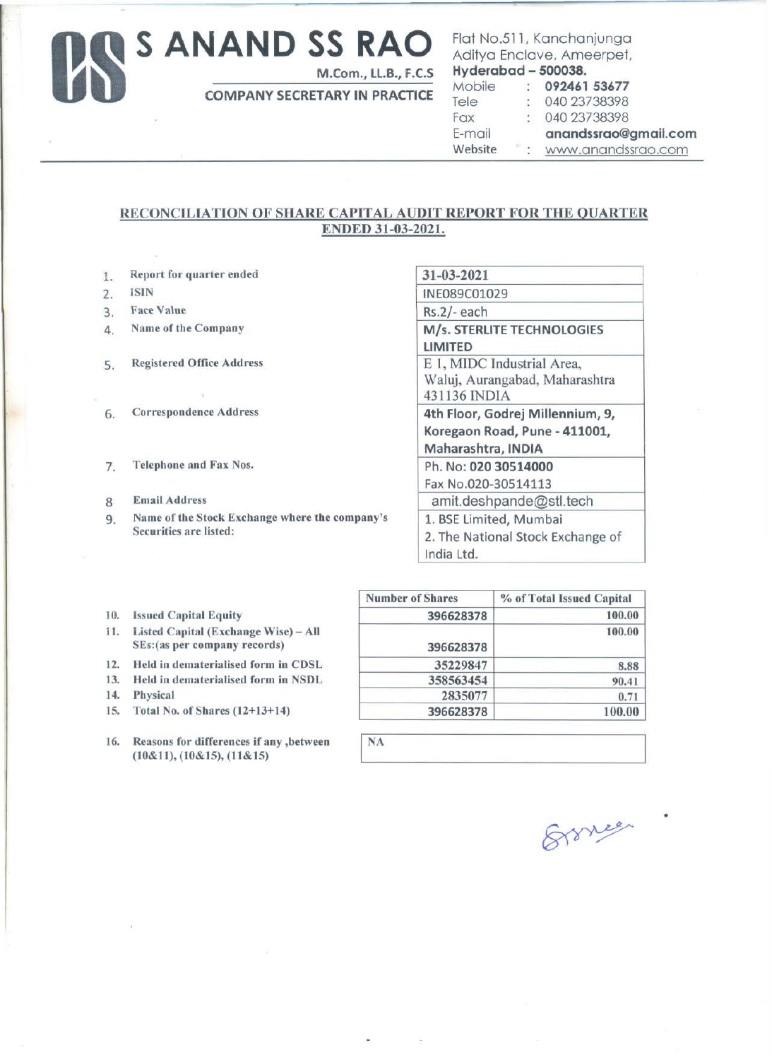# S ANAND SS RAO

M.Com., LL.B., F.C.S

COMPANY SECRETARY IN PRACTICE

Flat No.511, Kanchanjunga
Aditya Enclave, Ameerpet,
**Hyderabad – 500038.**
Mobile : **092461 53677**
Tele : 040 23738398
Fax : 040 23738398
E-mail **anandssrao@gmail.com**
Website : www.anandssrao.com

## RECONCILIATION OF SHARE CAPITAL AUDIT REPORT FOR THE QUARTER ENDED 31-03-2021.

| | | |
|---|---|---|
| 1. | Report for quarter ended | 31-03-2021 |
| 2. | ISIN | INE089C01029 |
| 3. | Face Value | Rs.2/- each |
| 4. | Name of the Company | M/s. STERLITE TECHNOLOGIES LIMITED |
| 5. | Registered Office Address | E 1, MIDC Industrial Area, Waluj, Aurangabad, Maharashtra 431136 INDIA |
| 6. | Correspondence Address | 4th Floor, Godrej Millennium, 9, Koregaon Road, Pune - 411001, Maharashtra, INDIA |
| 7. | Telephone and Fax Nos. | Ph. No: 020 30514000<br>Fax No.020-30514113 |
| 8 | Email Address | amit.deshpande@stl.tech |
| 9. | Name of the Stock Exchange where the company's Securities are listed: | 1. BSE Limited, Mumbai<br>2. The National Stock Exchange of India Ltd. |

| | | Number of Shares | % of Total Issued Capital |
|---|---|---|---|
| 10. | Issued Capital Equity | 396628378 | 100.00 |
| 11. | Listed Capital (Exchange Wise) – All SEs:(as per company records) | 396628378 | 100.00 |
| 12. | Held in dematerialised form in CDSL | 35229847 | 8.88 |
| 13. | Held in dematerialised form in NSDL | 358563454 | 90.41 |
| 14. | Physical | 2835077 | 0.71 |
| 15. | Total No. of Shares (12+13+14) | 396628378 | 100.00 |

| | | |
|---|---|---|
| 16. | Reasons for differences if any ,between (10&11), (10&15), (11&15) | NA |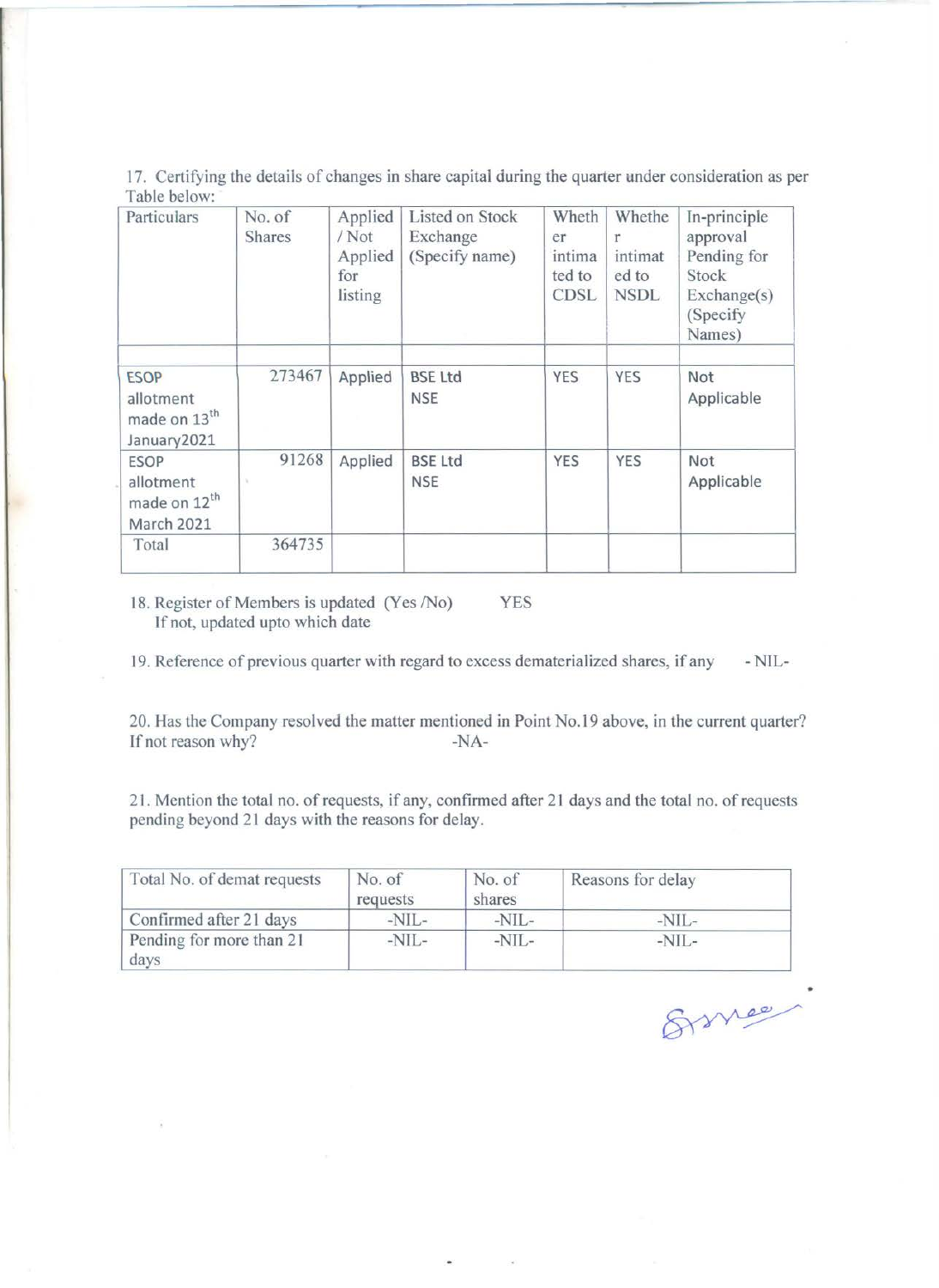17. Certifying the details of changes in share capital during the quarter under consideration as per Table below:

| Particulars | No. of Shares | Applied / Not Applied for listing | Listed on Stock Exchange (Specify name) | Whether intimated to CDSL | Whether intimated to NSDL | In-principle approval Pending for Stock Exchange(s) (Specify Names) |
|---|---|---|---|---|---|---|
| | | | | | | |
| ESOP allotment made on 13th January2021 | 273467 | Applied | BSE Ltd NSE | YES | YES | Not Applicable |
| ESOP allotment made on 12th March 2021 | 91268 | Applied | BSE Ltd NSE | YES | YES | Not Applicable |
| Total | 364735 | | | | | |

18. Register of Members is updated (Yes /No) YES
If not, updated upto which date

19. Reference of previous quarter with regard to excess dematerialized shares, if any - NIL-

20. Has the Company resolved the matter mentioned in Point No.19 above, in the current quarter? If not reason why? -NA-

21. Mention the total no. of requests, if any, confirmed after 21 days and the total no. of requests pending beyond 21 days with the reasons for delay.

| Total No. of demat requests | No. of requests | No. of shares | Reasons for delay |
|---|---|---|---|
| Confirmed after 21 days | -NIL- | -NIL- | -NIL- |
| Pending for more than 21 days | -NIL- | -NIL- | -NIL- |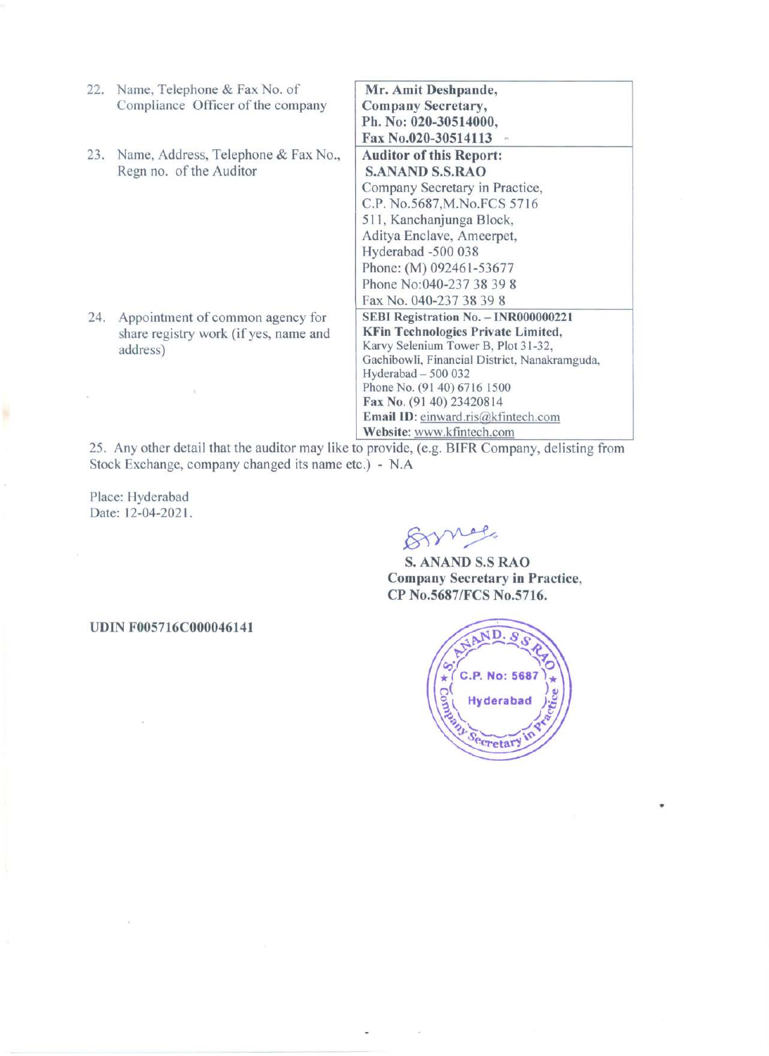| | | |
|---|---|---|
| 22. | Name, Telephone & Fax No. of Compliance Officer of the company | **Mr. Amit Deshpande,**<br>**Company Secretary,**<br>**Ph. No: 020-30514000,**<br>**Fax No.020-30514113** |
| 23. | Name, Address, Telephone & Fax No., Regn no. of the Auditor | **Auditor of this Report:**<br>**S.ANAND S.S.RAO**<br>Company Secretary in Practice,<br>C.P. No.5687,M.No.FCS 5716<br>511, Kanchanjunga Block,<br>Aditya Enclave, Ameerpet,<br>Hyderabad -500 038<br>Phone: (M) 092461-53677<br>Phone No:040-237 38 39 8<br>Fax No. 040-237 38 39 8 |
| 24. | Appointment of common agency for share registry work (if yes, name and address) | **SEBI Registration No. – INR000000221**<br>**KFin Technologies Private Limited,**<br>Karvy Selenium Tower B, Plot 31-32,<br>Gachibowli, Financial District, Nanakramguda,<br>Hyderabad – 500 032<br>Phone No. (91 40) 6716 1500<br>**Fax No.** (91 40) 23420814<br>**Email ID:** einward.ris@kfintech.com<br>**Website:** www.kfintech.com |

25. Any other detail that the auditor may like to provide, (e.g. BIFR Company, delisting from Stock Exchange, company changed its name etc.) - N.A

Place: Hyderabad
Date: 12-04-2021.

**S. ANAND S.S RAO**
**Company Secretary in Practice,**
**CP No.5687/FCS No.5716.**

**UDIN F005716C000046141**